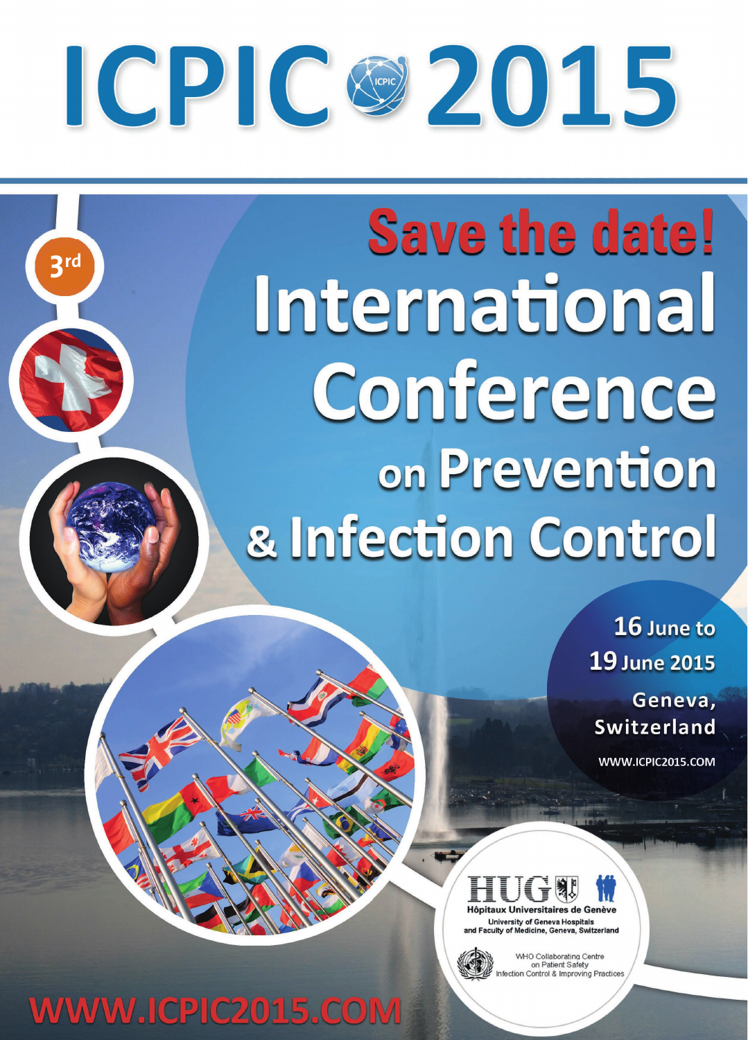# ICPIC 2015

3rd

## Save the date!

# International Conference on Prevention & Infection Control

16 June to 19 June 2015

Geneva, Switzerland

WWW.ICPIC2015.COM

HUG

Hôpitaux Universitaires de Genève

University of Geneva Hospitals and Faculty of Medicine, Geneva, Switzerland

WHO Collaborating Centre on Patient Safety Infection Control & Improving Practices

WWW.ICPIC2015.COM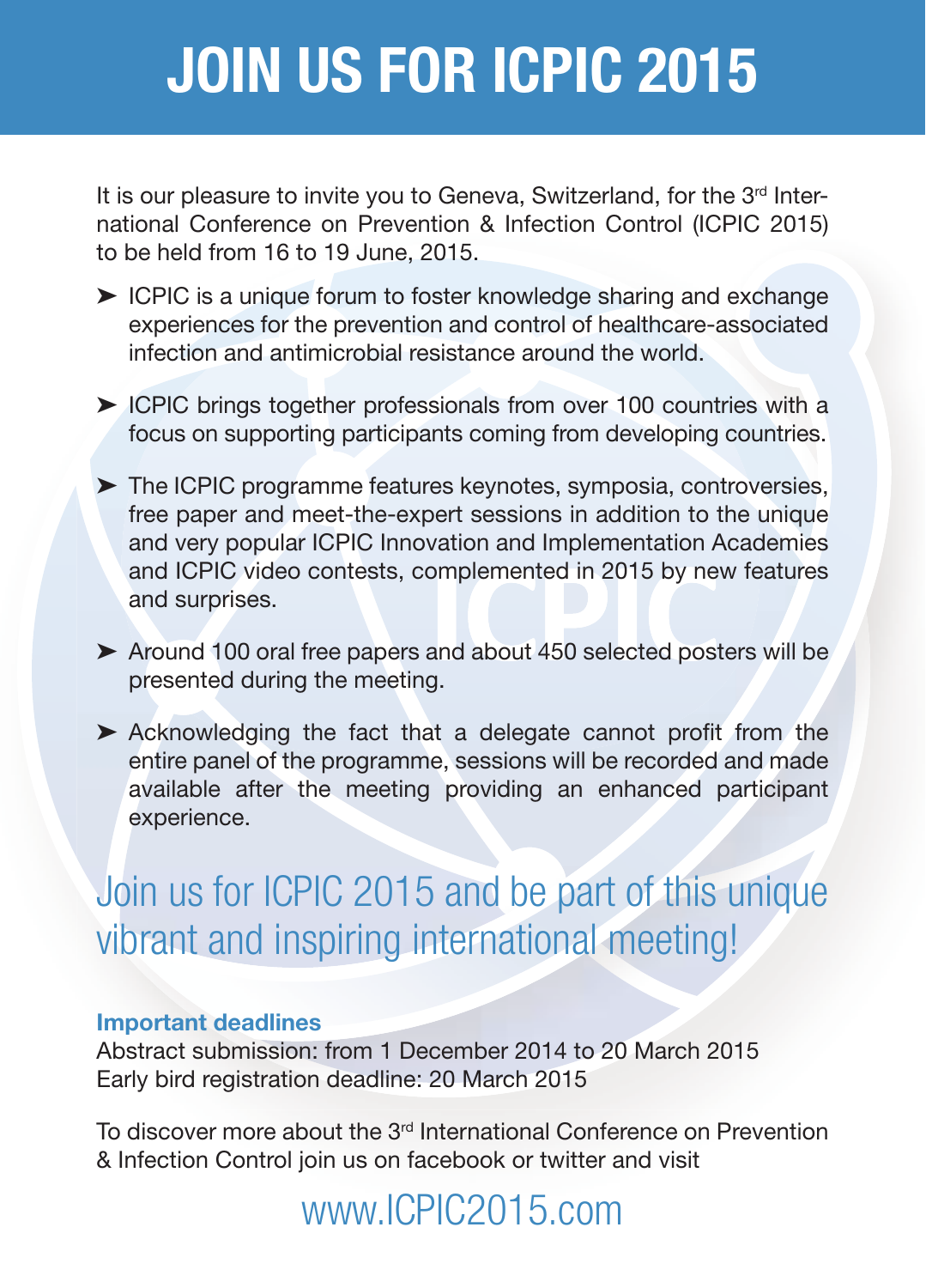# JOIN US FOR ICPIC 2015

It is our pleasure to invite you to Geneva, Switzerland, for the 3rd International Conference on Prevention & Infection Control (ICPIC 2015) to be held from 16 to 19 June, 2015.

- ICPIC is a unique forum to foster knowledge sharing and exchange experiences for the prevention and control of healthcare-associated infection and antimicrobial resistance around the world.
- ICPIC brings together professionals from over 100 countries with a focus on supporting participants coming from developing countries.
- The ICPIC programme features keynotes, symposia, controversies, free paper and meet-the-expert sessions in addition to the unique and very popular ICPIC Innovation and Implementation Academies and ICPIC video contests, complemented in 2015 by new features and surprises.
- Around 100 oral free papers and about 450 selected posters will be presented during the meeting.
- Acknowledging the fact that a delegate cannot profit from the entire panel of the programme, sessions will be recorded and made available after the meeting providing an enhanced participant experience.

## Join us for ICPIC 2015 and be part of this unique vibrant and inspiring international meeting!

**Important deadlines**

Abstract submission: from 1 December 2014 to 20 March 2015
Early bird registration deadline: 20 March 2015

To discover more about the 3rd International Conference on Prevention & Infection Control join us on facebook or twitter and visit

www.ICPIC2015.com